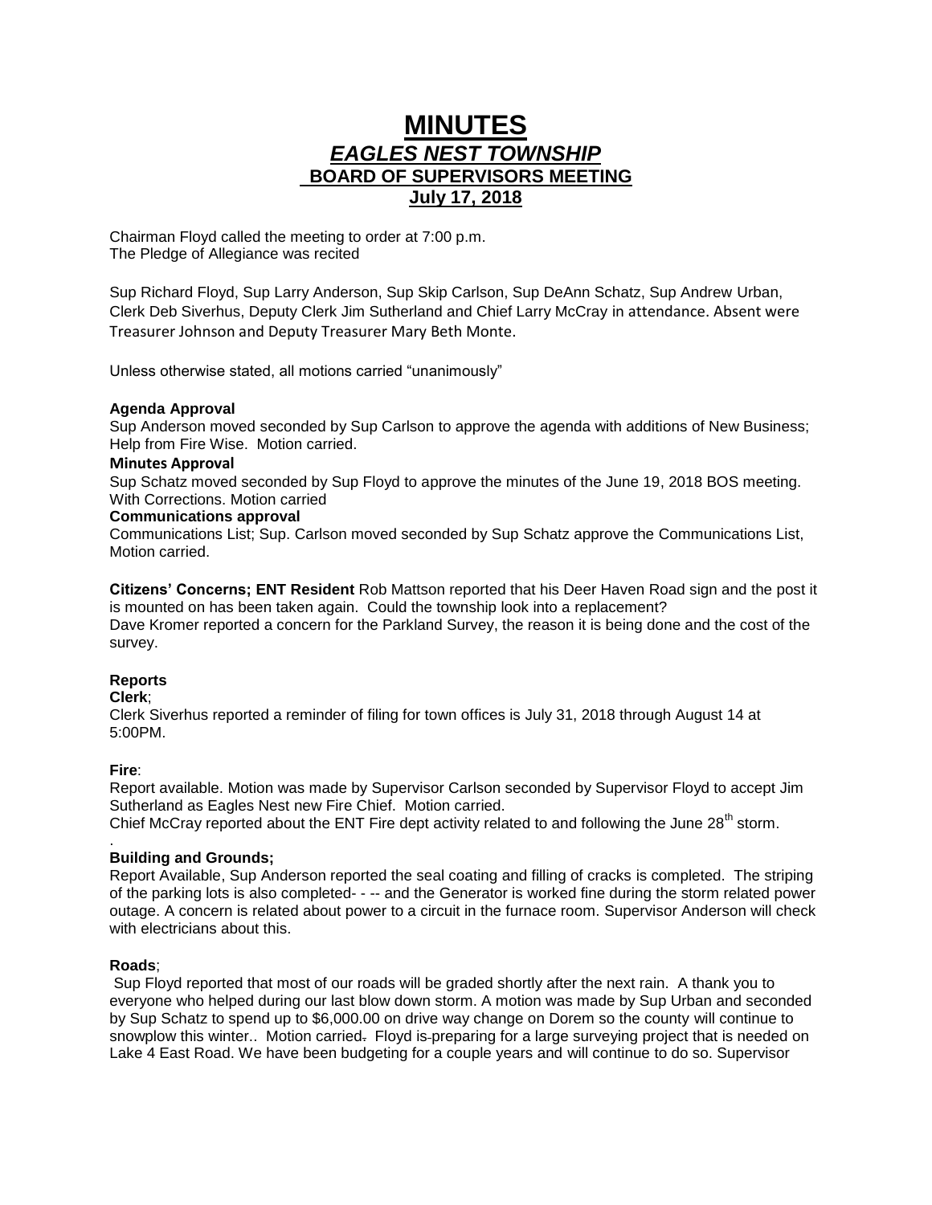# MINUTES

## *EAGLES NEST TOWNSHIP*

## BOARD OF SUPERVISORS MEETING

## July 17, 2018

Chairman Floyd called the meeting to order at 7:00 p.m.
The Pledge of Allegiance was recited

Sup Richard Floyd, Sup Larry Anderson, Sup Skip Carlson, Sup DeAnn Schatz, Sup Andrew Urban, Clerk Deb Siverhus, Deputy Clerk Jim Sutherland and Chief Larry McCray in attendance. Absent were Treasurer Johnson and Deputy Treasurer Mary Beth Monte.

Unless otherwise stated, all motions carried "unanimously"

**Agenda Approval**
Sup Anderson moved seconded by Sup Carlson to approve the agenda with additions of New Business; Help from Fire Wise. Motion carried.

**Minutes Approval**
Sup Schatz moved seconded by Sup Floyd to approve the minutes of the June 19, 2018 BOS meeting. With Corrections. Motion carried

**Communications approval**
Communications List; Sup. Carlson moved seconded by Sup Schatz approve the Communications List, Motion carried.

**Citizens' Concerns; ENT Resident** Rob Mattson reported that his Deer Haven Road sign and the post it is mounted on has been taken again. Could the township look into a replacement?
Dave Kromer reported a concern for the Parkland Survey, the reason it is being done and the cost of the survey.

**Reports**

**Clerk**;
Clerk Siverhus reported a reminder of filing for town offices is July 31, 2018 through August 14 at 5:00PM.

**Fire**:
Report available. Motion was made by Supervisor Carlson seconded by Supervisor Floyd to accept Jim Sutherland as Eagles Nest new Fire Chief. Motion carried.
Chief McCray reported about the ENT Fire dept activity related to and following the June 28th storm.

**Building and Grounds;**
Report Available, Sup Anderson reported the seal coating and filling of cracks is completed. The striping of the parking lots is also completed- - -- and the Generator is worked fine during the storm related power outage. A concern is related about power to a circuit in the furnace room. Supervisor Anderson will check with electricians about this.

**Roads**;
Sup Floyd reported that most of our roads will be graded shortly after the next rain. A thank you to everyone who helped during our last blow down storm. A motion was made by Sup Urban and seconded by Sup Schatz to spend up to $6,000.00 on drive way change on Dorem so the county will continue to snowplow this winter.. Motion carried. Floyd is preparing for a large surveying project that is needed on Lake 4 East Road. We have been budgeting for a couple years and will continue to do so. Supervisor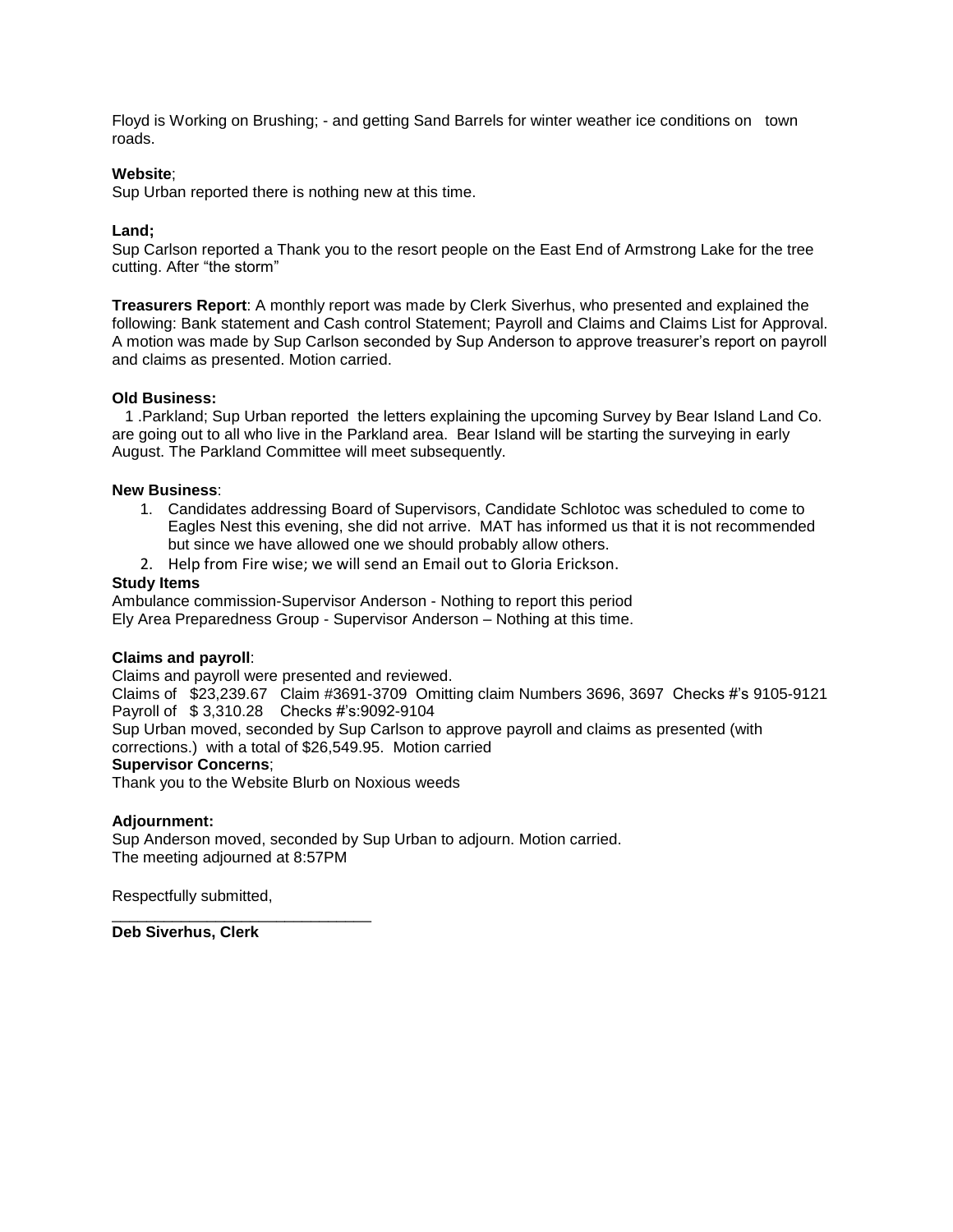Floyd is Working on Brushing; - and getting Sand Barrels for winter weather ice conditions on town roads.

**Website**;
Sup Urban reported there is nothing new at this time.

**Land;**
Sup Carlson reported a Thank you to the resort people on the East End of Armstrong Lake for the tree cutting. After "the storm"

**Treasurers Report**: A monthly report was made by Clerk Siverhus, who presented and explained the following: Bank statement and Cash control Statement; Payroll and Claims and Claims List for Approval. A motion was made by Sup Carlson seconded by Sup Anderson to approve treasurer's report on payroll and claims as presented. Motion carried.

**Old Business:**
1 .Parkland; Sup Urban reported the letters explaining the upcoming Survey by Bear Island Land Co. are going out to all who live in the Parkland area. Bear Island will be starting the surveying in early August. The Parkland Committee will meet subsequently.

**New Business**:
1. Candidates addressing Board of Supervisors, Candidate Schlotoc was scheduled to come to Eagles Nest this evening, she did not arrive. MAT has informed us that it is not recommended but since we have allowed one we should probably allow others.
2. Help from Fire wise; we will send an Email out to Gloria Erickson.

**Study Items**
Ambulance commission-Supervisor Anderson - Nothing to report this period
Ely Area Preparedness Group - Supervisor Anderson – Nothing at this time.

**Claims and payroll**:
Claims and payroll were presented and reviewed.
Claims of $23,239.67 Claim #3691-3709 Omitting claim Numbers 3696, 3697 Checks #'s 9105-9121
Payroll of $ 3,310.28 Checks #'s:9092-9104
Sup Urban moved, seconded by Sup Carlson to approve payroll and claims as presented (with corrections.) with a total of $26,549.95. Motion carried

**Supervisor Concerns**;
Thank you to the Website Blurb on Noxious weeds

**Adjournment:**
Sup Anderson moved, seconded by Sup Urban to adjourn. Motion carried.
The meeting adjourned at 8:57PM

Respectfully submitted,

_______________________________
**Deb Siverhus, Clerk**